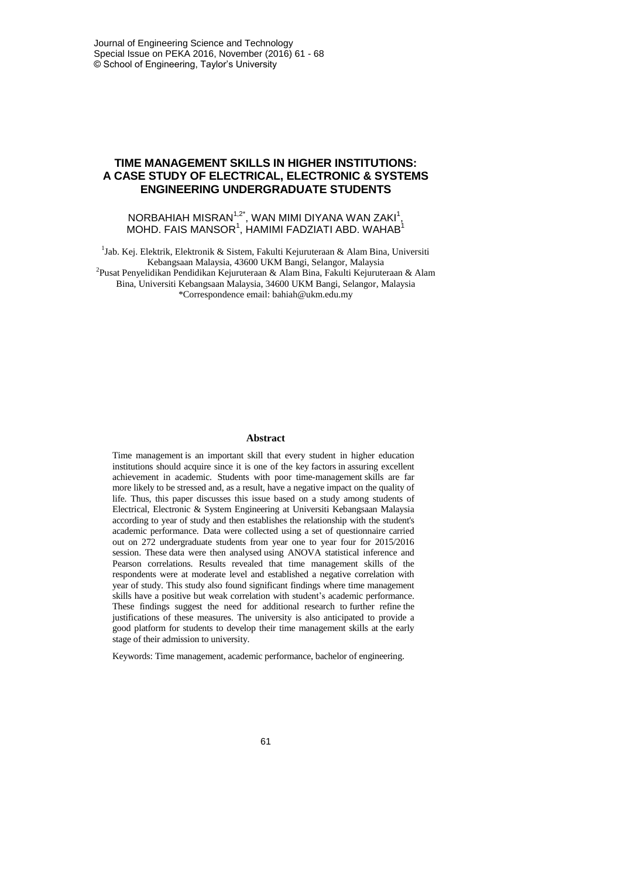# TIME MANAGEMENT SKILLS IN HIGHER INSTITUTIONS: A CASE STUDY OF ELECTRICAL, ELECTRONIC & SYSTEMS ENGINEERING UNDERGRADUATE STUDENTS

NORBAHIAH MISRAN[1,2*], WAN MIMI DIYANA WAN ZAKI[1], MOHD. FAIS MANSOR[1], HAMIMI FADZIATI ABD. WAHAB[1]

[1]Jab. Kej. Elektrik, Elektronik & Sistem, Fakulti Kejuruteraan & Alam Bina, Universiti Kebangsaan Malaysia, 43600 UKM Bangi, Selangor, Malaysia

[2]Pusat Penyelidikan Pendidikan Kejuruteraan & Alam Bina, Fakulti Kejuruteraan & Alam Bina, Universiti Kebangsaan Malaysia, 34600 UKM Bangi, Selangor, Malaysia

*Correspondence email: bahiah@ukm.edu.my

## Abstract

Time management is an important skill that every student in higher education institutions should acquire since it is one of the key factors in assuring excellent achievement in academic. Students with poor time-management skills are far more likely to be stressed and, as a result, have a negative impact on the quality of life. Thus, this paper discusses this issue based on a study among students of Electrical, Electronic & System Engineering at Universiti Kebangsaan Malaysia according to year of study and then establishes the relationship with the student's academic performance. Data were collected using a set of questionnaire carried out on 272 undergraduate students from year one to year four for 2015/2016 session. These data were then analysed using ANOVA statistical inference and Pearson correlations. Results revealed that time management skills of the respondents were at moderate level and established a negative correlation with year of study. This study also found significant findings where time management skills have a positive but weak correlation with student's academic performance. These findings suggest the need for additional research to further refine the justifications of these measures. The university is also anticipated to provide a good platform for students to develop their time management skills at the early stage of their admission to university.

Keywords: Time management, academic performance, bachelor of engineering.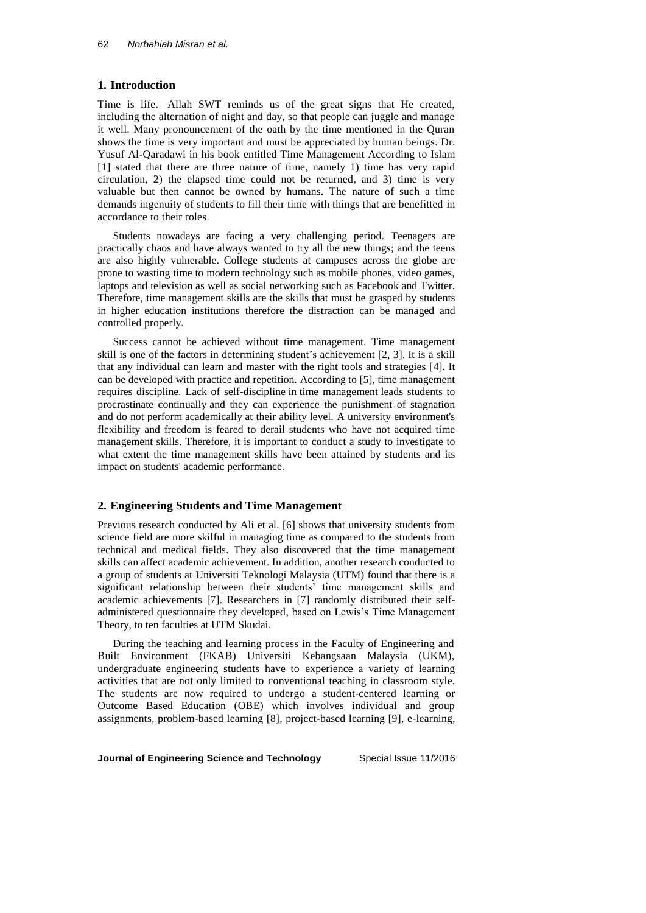## 1. Introduction

Time is life. Allah SWT reminds us of the great signs that He created, including the alternation of night and day, so that people can juggle and manage it well. Many pronouncement of the oath by the time mentioned in the Quran shows the time is very important and must be appreciated by human beings. Dr. Yusuf Al-Qaradawi in his book entitled Time Management According to Islam [1] stated that there are three nature of time, namely 1) time has very rapid circulation, 2) the elapsed time could not be returned, and 3) time is very valuable but then cannot be owned by humans. The nature of such a time demands ingenuity of students to fill their time with things that are benefitted in accordance to their roles.

Students nowadays are facing a very challenging period. Teenagers are practically chaos and have always wanted to try all the new things; and the teens are also highly vulnerable. College students at campuses across the globe are prone to wasting time to modern technology such as mobile phones, video games, laptops and television as well as social networking such as Facebook and Twitter. Therefore, time management skills are the skills that must be grasped by students in higher education institutions therefore the distraction can be managed and controlled properly.

Success cannot be achieved without time management. Time management skill is one of the factors in determining student's achievement [2, 3]. It is a skill that any individual can learn and master with the right tools and strategies [4]. It can be developed with practice and repetition. According to [5], time management requires discipline. Lack of self-discipline in time management leads students to procrastinate continually and they can experience the punishment of stagnation and do not perform academically at their ability level. A university environment's flexibility and freedom is feared to derail students who have not acquired time management skills. Therefore, it is important to conduct a study to investigate to what extent the time management skills have been attained by students and its impact on students' academic performance.

## 2. Engineering Students and Time Management

Previous research conducted by Ali et al. [6] shows that university students from science field are more skilful in managing time as compared to the students from technical and medical fields. They also discovered that the time management skills can affect academic achievement. In addition, another research conducted to a group of students at Universiti Teknologi Malaysia (UTM) found that there is a significant relationship between their students' time management skills and academic achievements [7]. Researchers in [7] randomly distributed their self-administered questionnaire they developed, based on Lewis's Time Management Theory, to ten faculties at UTM Skudai.

During the teaching and learning process in the Faculty of Engineering and Built Environment (FKAB) Universiti Kebangsaan Malaysia (UKM), undergraduate engineering students have to experience a variety of learning activities that are not only limited to conventional teaching in classroom style. The students are now required to undergo a student-centered learning or Outcome Based Education (OBE) which involves individual and group assignments, problem-based learning [8], project-based learning [9], e-learning,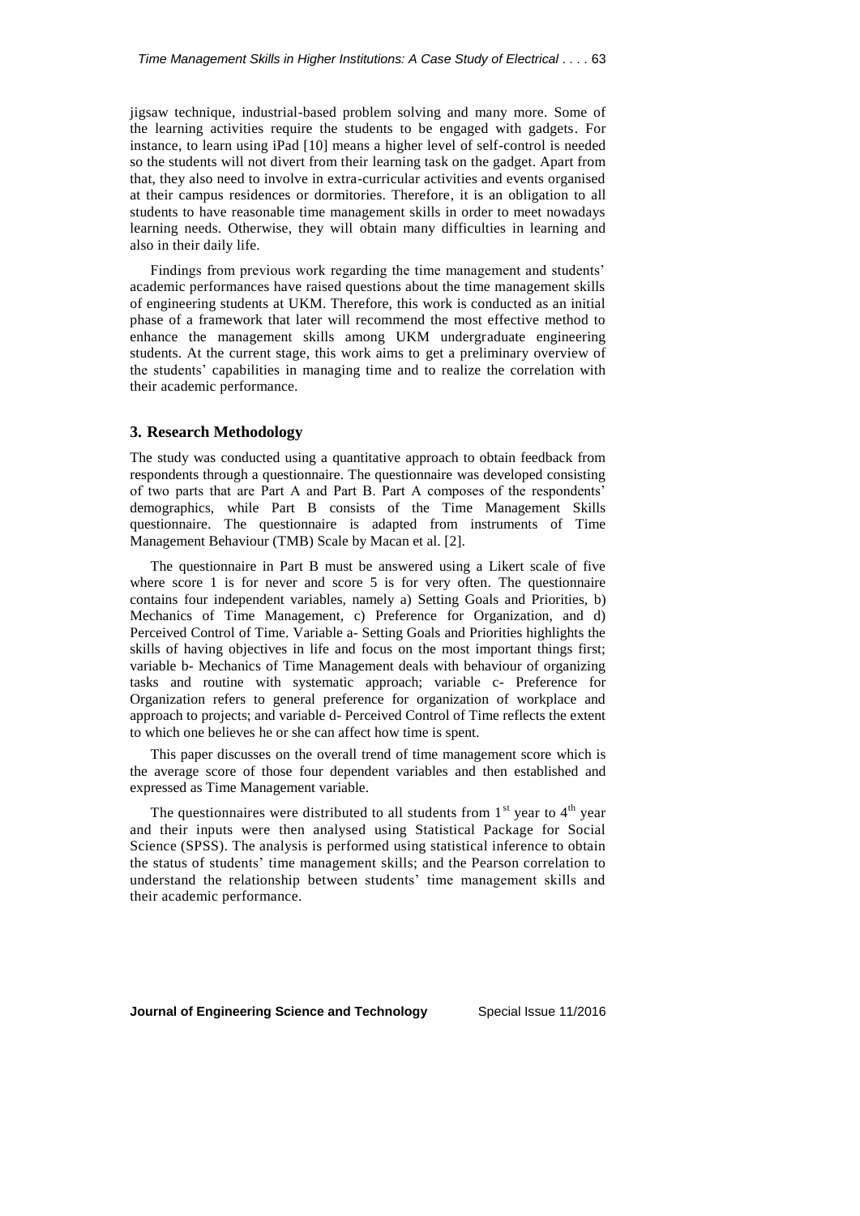jigsaw technique, industrial-based problem solving and many more. Some of the learning activities require the students to be engaged with gadgets. For instance, to learn using iPad [10] means a higher level of self-control is needed so the students will not divert from their learning task on the gadget. Apart from that, they also need to involve in extra-curricular activities and events organised at their campus residences or dormitories. Therefore, it is an obligation to all students to have reasonable time management skills in order to meet nowadays learning needs. Otherwise, they will obtain many difficulties in learning and also in their daily life.

Findings from previous work regarding the time management and students' academic performances have raised questions about the time management skills of engineering students at UKM. Therefore, this work is conducted as an initial phase of a framework that later will recommend the most effective method to enhance the management skills among UKM undergraduate engineering students. At the current stage, this work aims to get a preliminary overview of the students' capabilities in managing time and to realize the correlation with their academic performance.

## 3. Research Methodology

The study was conducted using a quantitative approach to obtain feedback from respondents through a questionnaire. The questionnaire was developed consisting of two parts that are Part A and Part B. Part A composes of the respondents' demographics, while Part B consists of the Time Management Skills questionnaire. The questionnaire is adapted from instruments of Time Management Behaviour (TMB) Scale by Macan et al. [2].

The questionnaire in Part B must be answered using a Likert scale of five where score 1 is for never and score 5 is for very often. The questionnaire contains four independent variables, namely a) Setting Goals and Priorities, b) Mechanics of Time Management, c) Preference for Organization, and d) Perceived Control of Time. Variable a- Setting Goals and Priorities highlights the skills of having objectives in life and focus on the most important things first; variable b- Mechanics of Time Management deals with behaviour of organizing tasks and routine with systematic approach; variable c- Preference for Organization refers to general preference for organization of workplace and approach to projects; and variable d- Perceived Control of Time reflects the extent to which one believes he or she can affect how time is spent.

This paper discusses on the overall trend of time management score which is the average score of those four dependent variables and then established and expressed as Time Management variable.

The questionnaires were distributed to all students from 1st year to 4th year and their inputs were then analysed using Statistical Package for Social Science (SPSS). The analysis is performed using statistical inference to obtain the status of students' time management skills; and the Pearson correlation to understand the relationship between students' time management skills and their academic performance.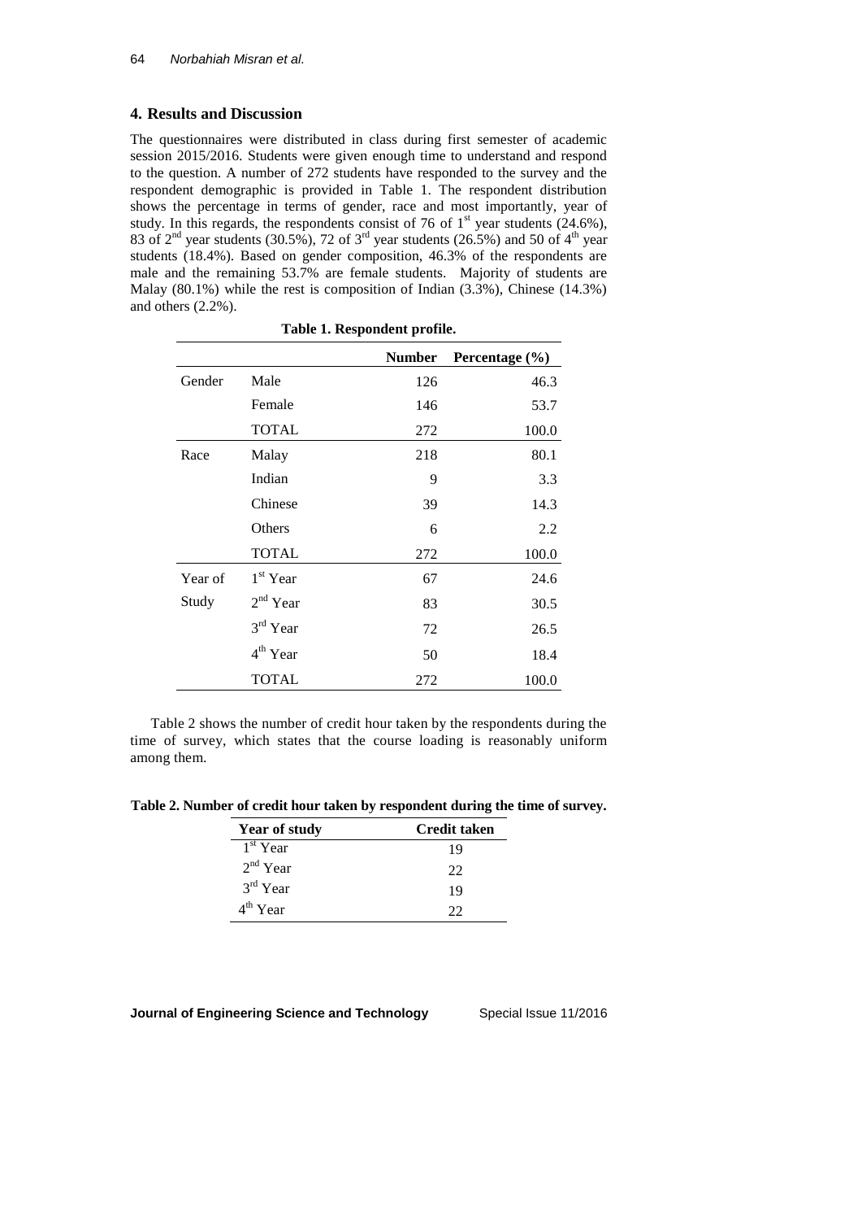## 4. Results and Discussion

The questionnaires were distributed in class during first semester of academic session 2015/2016. Students were given enough time to understand and respond to the question. A number of 272 students have responded to the survey and the respondent demographic is provided in Table 1. The respondent distribution shows the percentage in terms of gender, race and most importantly, year of study. In this regards, the respondents consist of 76 of 1st year students (24.6%), 83 of 2nd year students (30.5%), 72 of 3rd year students (26.5%) and 50 of 4th year students (18.4%). Based on gender composition, 46.3% of the respondents are male and the remaining 53.7% are female students. Majority of students are Malay (80.1%) while the rest is composition of Indian (3.3%), Chinese (14.3%) and others (2.2%).

**Table 1. Respondent profile.**

| | | Number | Percentage (%) |
|---|---|---|---|
| Gender | Male | 126 | 46.3 |
| | Female | 146 | 53.7 |
| | TOTAL | 272 | 100.0 |
| Race | Malay | 218 | 80.1 |
| | Indian | 9 | 3.3 |
| | Chinese | 39 | 14.3 |
| | Others | 6 | 2.2 |
| | TOTAL | 272 | 100.0 |
| Year of Study | 1st Year | 67 | 24.6 |
| | 2nd Year | 83 | 30.5 |
| | 3rd Year | 72 | 26.5 |
| | 4th Year | 50 | 18.4 |
| | TOTAL | 272 | 100.0 |

Table 2 shows the number of credit hour taken by the respondents during the time of survey, which states that the course loading is reasonably uniform among them.

**Table 2. Number of credit hour taken by respondent during the time of survey.**

| Year of study | Credit taken |
|---|---|
| 1st Year | 19 |
| 2nd Year | 22 |
| 3rd Year | 19 |
| 4th Year | 22 |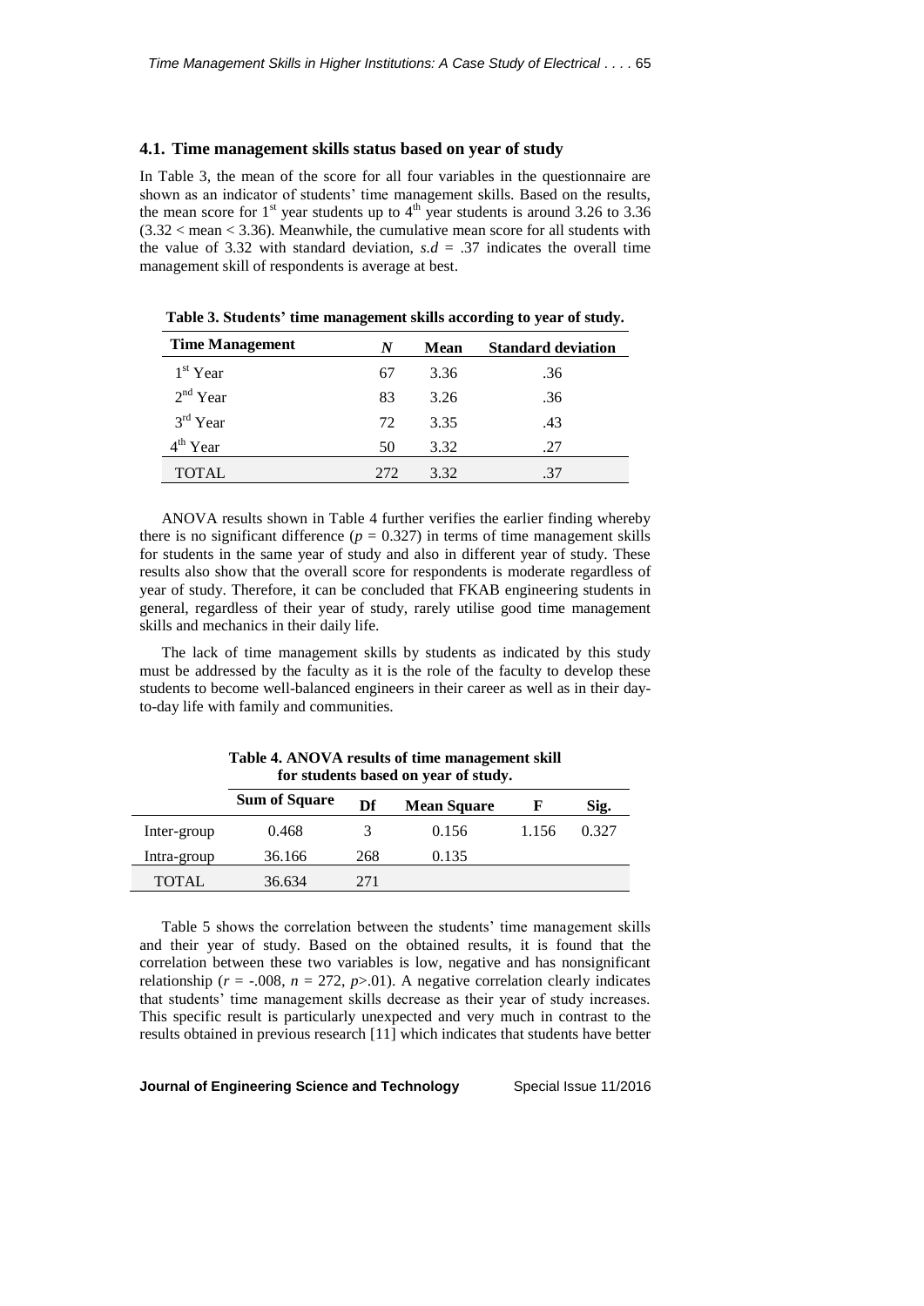### 4.1. Time management skills status based on year of study

In Table 3, the mean of the score for all four variables in the questionnaire are shown as an indicator of students' time management skills. Based on the results, the mean score for 1st year students up to 4th year students is around 3.26 to 3.36 ($3.32 < \text{mean} < 3.36$). Meanwhile, the cumulative mean score for all students with the value of 3.32 with standard deviation, *s.d* = .37 indicates the overall time management skill of respondents is average at best.

**Table 3. Students' time management skills according to year of study.**

| Time Management | *N* | Mean | Standard deviation |
|---|---|---|---|
| 1st Year | 67 | 3.36 | .36 |
| 2nd Year | 83 | 3.26 | .36 |
| 3rd Year | 72 | 3.35 | .43 |
| 4th Year | 50 | 3.32 | .27 |
| TOTAL | 272 | 3.32 | .37 |

ANOVA results shown in Table 4 further verifies the earlier finding whereby there is no significant difference ($p = 0.327$) in terms of time management skills for students in the same year of study and also in different year of study. These results also show that the overall score for respondents is moderate regardless of year of study. Therefore, it can be concluded that FKAB engineering students in general, regardless of their year of study, rarely utilise good time management skills and mechanics in their daily life.

The lack of time management skills by students as indicated by this study must be addressed by the faculty as it is the role of the faculty to develop these students to become well-balanced engineers in their career as well as in their day-to-day life with family and communities.

**Table 4. ANOVA results of time management skill for students based on year of study.**

| | Sum of Square | Df | Mean Square | F | Sig. |
|---|---|---|---|---|---|
| Inter-group | 0.468 | 3 | 0.156 | 1.156 | 0.327 |
| Intra-group | 36.166 | 268 | 0.135 | | |
| TOTAL | 36.634 | 271 | | | |

Table 5 shows the correlation between the students' time management skills and their year of study. Based on the obtained results, it is found that the correlation between these two variables is low, negative and has nonsignificant relationship ($r = -.008$, $n = 272$, $p > .01$). A negative correlation clearly indicates that students' time management skills decrease as their year of study increases. This specific result is particularly unexpected and very much in contrast to the results obtained in previous research [11] which indicates that students have better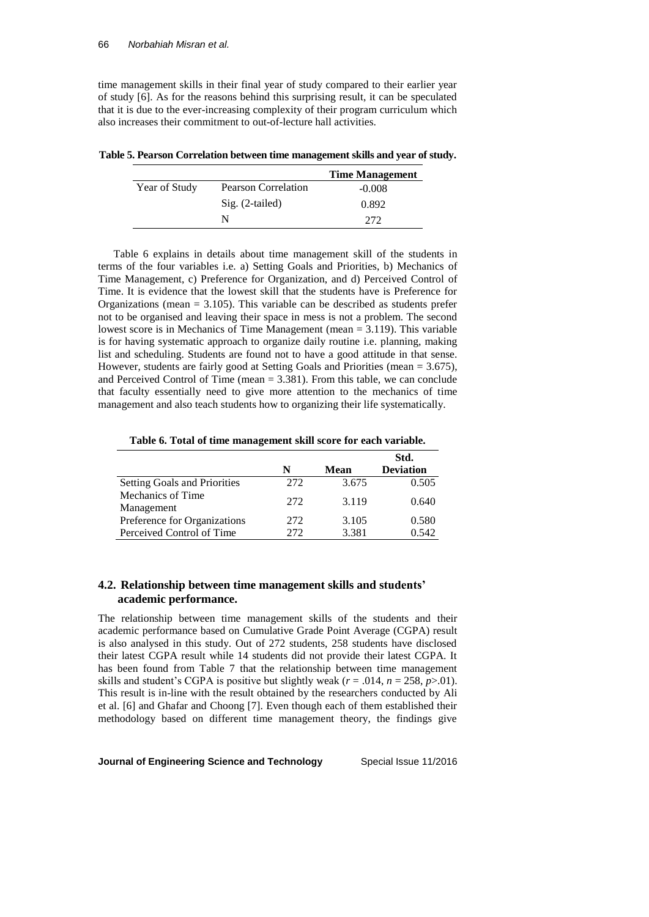time management skills in their final year of study compared to their earlier year of study [6]. As for the reasons behind this surprising result, it can be speculated that it is due to the ever-increasing complexity of their program curriculum which also increases their commitment to out-of-lecture hall activities.

**Table 5. Pearson Correlation between time management skills and year of study.**

| | | Time Management |
|---|---|---|
| Year of Study | Pearson Correlation | -0.008 |
| | Sig. (2-tailed) | 0.892 |
| | N | 272 |

Table 6 explains in details about time management skill of the students in terms of the four variables i.e. a) Setting Goals and Priorities, b) Mechanics of Time Management, c) Preference for Organization, and d) Perceived Control of Time. It is evidence that the lowest skill that the students have is Preference for Organizations (mean = 3.105). This variable can be described as students prefer not to be organised and leaving their space in mess is not a problem. The second lowest score is in Mechanics of Time Management (mean = 3.119). This variable is for having systematic approach to organize daily routine i.e. planning, making list and scheduling. Students are found not to have a good attitude in that sense. However, students are fairly good at Setting Goals and Priorities (mean = 3.675), and Perceived Control of Time (mean = 3.381). From this table, we can conclude that faculty essentially need to give more attention to the mechanics of time management and also teach students how to organizing their life systematically.

**Table 6. Total of time management skill score for each variable.**

| | N | Mean | Std. Deviation |
|---|---|---|---|
| Setting Goals and Priorities | 272 | 3.675 | 0.505 |
| Mechanics of Time Management | 272 | 3.119 | 0.640 |
| Preference for Organizations | 272 | 3.105 | 0.580 |
| Perceived Control of Time | 272 | 3.381 | 0.542 |

### 4.2. Relationship between time management skills and students' academic performance.

The relationship between time management skills of the students and their academic performance based on Cumulative Grade Point Average (CGPA) result is also analysed in this study. Out of 272 students, 258 students have disclosed their latest CGPA result while 14 students did not provide their latest CGPA. It has been found from Table 7 that the relationship between time management skills and student's CGPA is positive but slightly weak ($r = .014$, $n = 258$, $p > .01$). This result is in-line with the result obtained by the researchers conducted by Ali et al. [6] and Ghafar and Choong [7]. Even though each of them established their methodology based on different time management theory, the findings give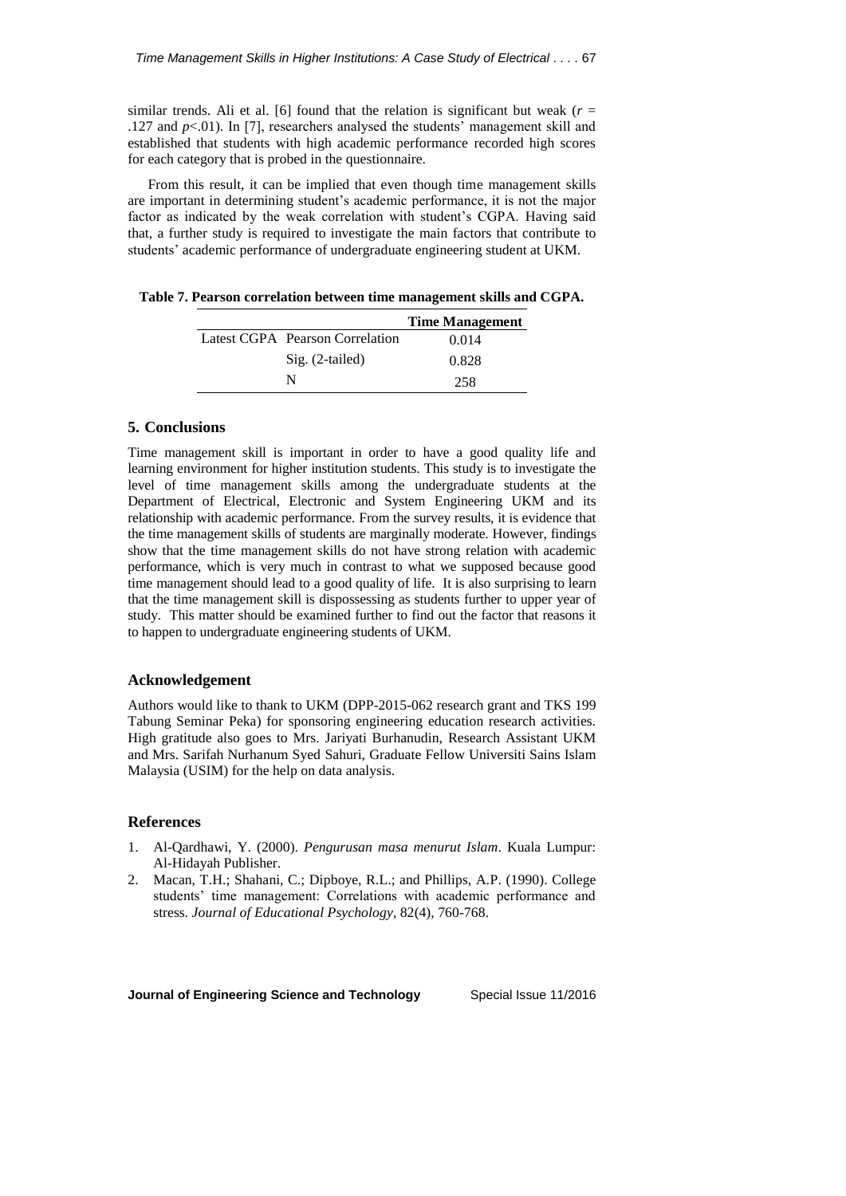similar trends. Ali et al. [6] found that the relation is significant but weak ($r$ = .127 and $p$<.01). In [7], researchers analysed the students' management skill and established that students with high academic performance recorded high scores for each category that is probed in the questionnaire.

From this result, it can be implied that even though time management skills are important in determining student's academic performance, it is not the major factor as indicated by the weak correlation with student's CGPA. Having said that, a further study is required to investigate the main factors that contribute to students' academic performance of undergraduate engineering student at UKM.

**Table 7. Pearson correlation between time management skills and CGPA.**

| | | Time Management |
|---|---|---|
| Latest CGPA | Pearson Correlation | 0.014 |
| | Sig. (2-tailed) | 0.828 |
| | N | 258 |

## 5. Conclusions

Time management skill is important in order to have a good quality life and learning environment for higher institution students. This study is to investigate the level of time management skills among the undergraduate students at the Department of Electrical, Electronic and System Engineering UKM and its relationship with academic performance. From the survey results, it is evidence that the time management skills of students are marginally moderate. However, findings show that the time management skills do not have strong relation with academic performance, which is very much in contrast to what we supposed because good time management should lead to a good quality of life. It is also surprising to learn that the time management skill is dispossessing as students further to upper year of study. This matter should be examined further to find out the factor that reasons it to happen to undergraduate engineering students of UKM.

## Acknowledgement

Authors would like to thank to UKM (DPP-2015-062 research grant and TKS 199 Tabung Seminar Peka) for sponsoring engineering education research activities. High gratitude also goes to Mrs. Jariyati Burhanudin, Research Assistant UKM and Mrs. Sarifah Nurhanum Syed Sahuri, Graduate Fellow Universiti Sains Islam Malaysia (USIM) for the help on data analysis.

## References

1. Al-Qardhawi, Y. (2000). *Pengurusan masa menurut Islam*. Kuala Lumpur: Al-Hidayah Publisher.
2. Macan, T.H.; Shahani, C.; Dipboye, R.L.; and Phillips, A.P. (1990). College students' time management: Correlations with academic performance and stress. *Journal of Educational Psychology*, 82(4), 760-768.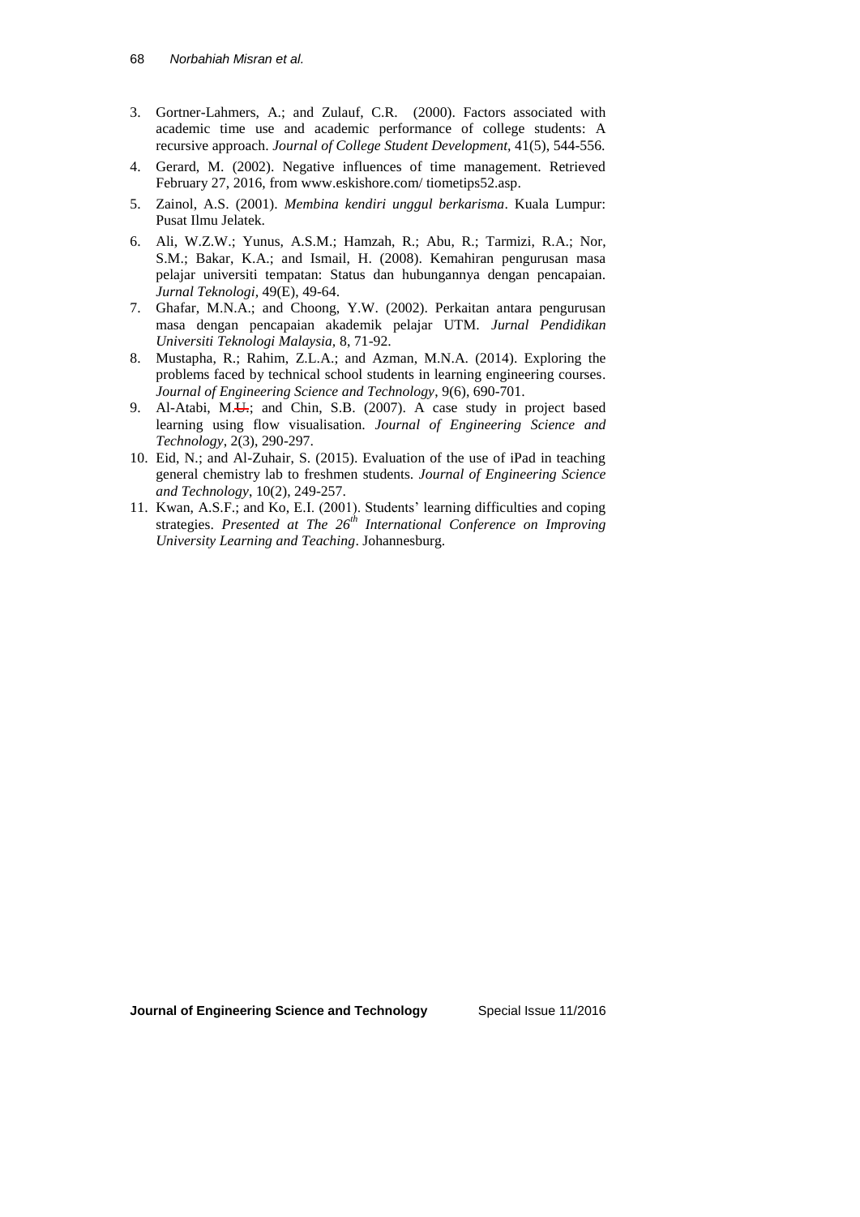3. Gortner-Lahmers, A.; and Zulauf, C.R. (2000). Factors associated with academic time use and academic performance of college students: A recursive approach. *Journal of College Student Development*, 41(5), 544-556.
4. Gerard, M. (2002). Negative influences of time management. Retrieved February 27, 2016, from www.eskishore.com/ tiometips52.asp.
5. Zainol, A.S. (2001). *Membina kendiri unggul berkarisma*. Kuala Lumpur: Pusat Ilmu Jelatek.
6. Ali, W.Z.W.; Yunus, A.S.M.; Hamzah, R.; Abu, R.; Tarmizi, R.A.; Nor, S.M.; Bakar, K.A.; and Ismail, H. (2008). Kemahiran pengurusan masa pelajar universiti tempatan: Status dan hubungannya dengan pencapaian. *Jurnal Teknologi*, 49(E), 49-64.
7. Ghafar, M.N.A.; and Choong, Y.W. (2002). Perkaitan antara pengurusan masa dengan pencapaian akademik pelajar UTM. *Jurnal Pendidikan Universiti Teknologi Malaysia*, 8, 71-92.
8. Mustapha, R.; Rahim, Z.L.A.; and Azman, M.N.A. (2014). Exploring the problems faced by technical school students in learning engineering courses. *Journal of Engineering Science and Technology*, 9(6), 690-701.
9. Al-Atabi, M.U.; and Chin, S.B. (2007). A case study in project based learning using flow visualisation. *Journal of Engineering Science and Technology*, 2(3), 290-297.
10. Eid, N.; and Al-Zuhair, S. (2015). Evaluation of the use of iPad in teaching general chemistry lab to freshmen students. *Journal of Engineering Science and Technology*, 10(2), 249-257.
11. Kwan, A.S.F.; and Ko, E.I. (2001). Students' learning difficulties and coping strategies. *Presented at The 26th International Conference on Improving University Learning and Teaching*. Johannesburg.